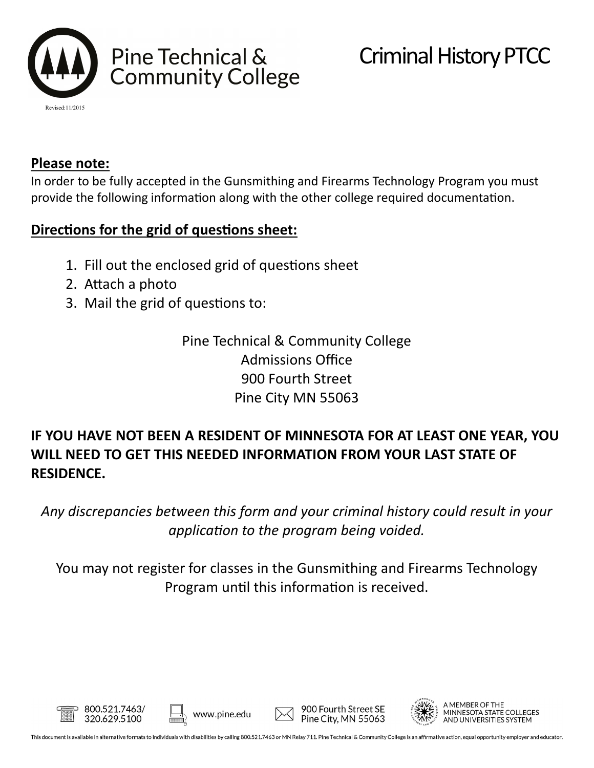Pine Technical & Community College

Revised:11/2015

# Criminal History PTCC

**Please note:**

In order to be fully accepted in the Gunsmithing and Firearms Technology Program you must provide the following information along with the other college required documentation.

**Directions for the grid of questions sheet:**

1. Fill out the enclosed grid of questions sheet
2. Attach a photo
3. Mail the grid of questions to:

Pine Technical & Community College
Admissions Office
900 Fourth Street
Pine City MN 55063

**IF YOU HAVE NOT BEEN A RESIDENT OF MINNESOTA FOR AT LEAST ONE YEAR, YOU WILL NEED TO GET THIS NEEDED INFORMATION FROM YOUR LAST STATE OF RESIDENCE.**

*Any discrepancies between this form and your criminal history could result in your application to the program being voided.*

You may not register for classes in the Gunsmithing and Firearms Technology Program until this information is received.

800.521.7463/ 320.629.5100 | www.pine.edu | 900 Fourth Street SE Pine City, MN 55063 | A MEMBER OF THE MINNESOTA STATE COLLEGES AND UNIVERSITIES SYSTEM

This document is available in alternative formats to individuals with disabilities by calling 800.521.7463 or MN Relay 711. Pine Technical & Community College is an affirmative action, equal opportunity employer and educator.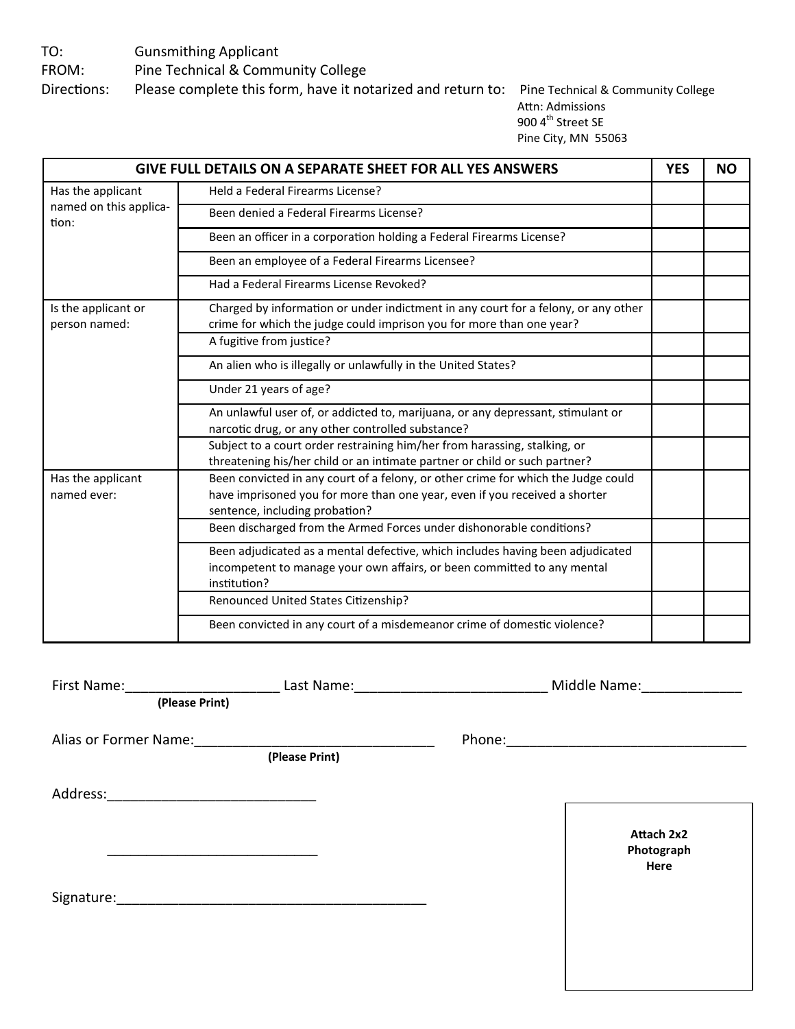TO: Gunsmithing Applicant

FROM: Pine Technical & Community College

Directions: Please complete this form, have it notarized and return to: Pine Technical & Community College
Attn: Admissions
900 4th Street SE
Pine City, MN 55063

| | GIVE FULL DETAILS ON A SEPARATE SHEET FOR ALL YES ANSWERS | YES | NO |
|---|---|---|---|
| Has the applicant named on this application: | Held a Federal Firearms License? | | |
| | Been denied a Federal Firearms License? | | |
| | Been an officer in a corporation holding a Federal Firearms License? | | |
| | Been an employee of a Federal Firearms Licensee? | | |
| | Had a Federal Firearms License Revoked? | | |
| Is the applicant or person named: | Charged by information or under indictment in any court for a felony, or any other crime for which the judge could imprison you for more than one year? | | |
| | A fugitive from justice? | | |
| | An alien who is illegally or unlawfully in the United States? | | |
| | Under 21 years of age? | | |
| | An unlawful user of, or addicted to, marijuana, or any depressant, stimulant or narcotic drug, or any other controlled substance? | | |
| | Subject to a court order restraining him/her from harassing, stalking, or threatening his/her child or an intimate partner or child or such partner? | | |
| Has the applicant named ever: | Been convicted in any court of a felony, or other crime for which the Judge could have imprisoned you for more than one year, even if you received a shorter sentence, including probation? | | |
| | Been discharged from the Armed Forces under dishonorable conditions? | | |
| | Been adjudicated as a mental defective, which includes having been adjudicated incompetent to manage your own affairs, or been committed to any mental institution? | | |
| | Renounced United States Citizenship? | | |
| | Been convicted in any court of a misdemeanor crime of domestic violence? | | |

First Name:____________________ Last Name:_________________________ Middle Name:_____________
**(Please Print)**

Alias or Former Name:________________________________ Phone:_______________________________
**(Please Print)**

Address:___________________________

___________________________

Signature:_________________________________________

**Attach 2x2 Photograph Here**